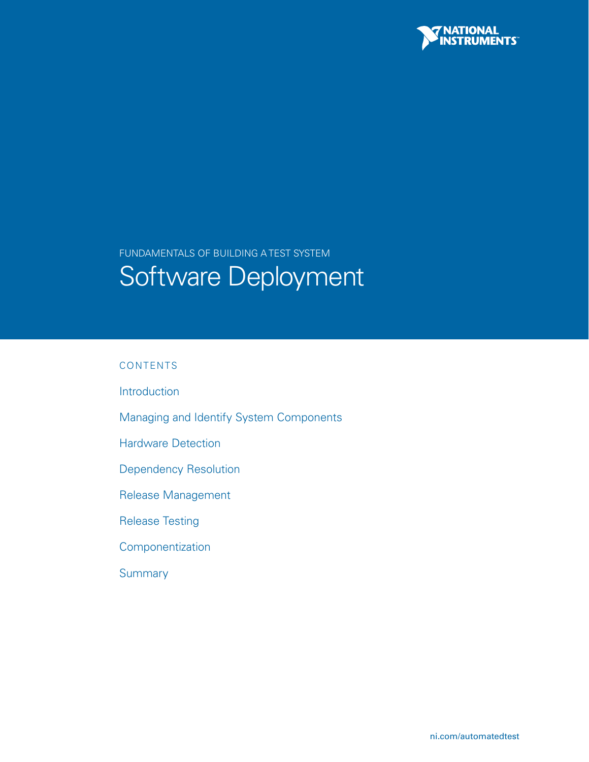FUNDAMENTALS OF BUILDING A TEST SYSTEM

# Software Deployment

CONTENTS

Introduction

Managing and Identify System Components

Hardware Detection

Dependency Resolution

Release Management

Release Testing

Componentization

Summary

ni.com/automatedtest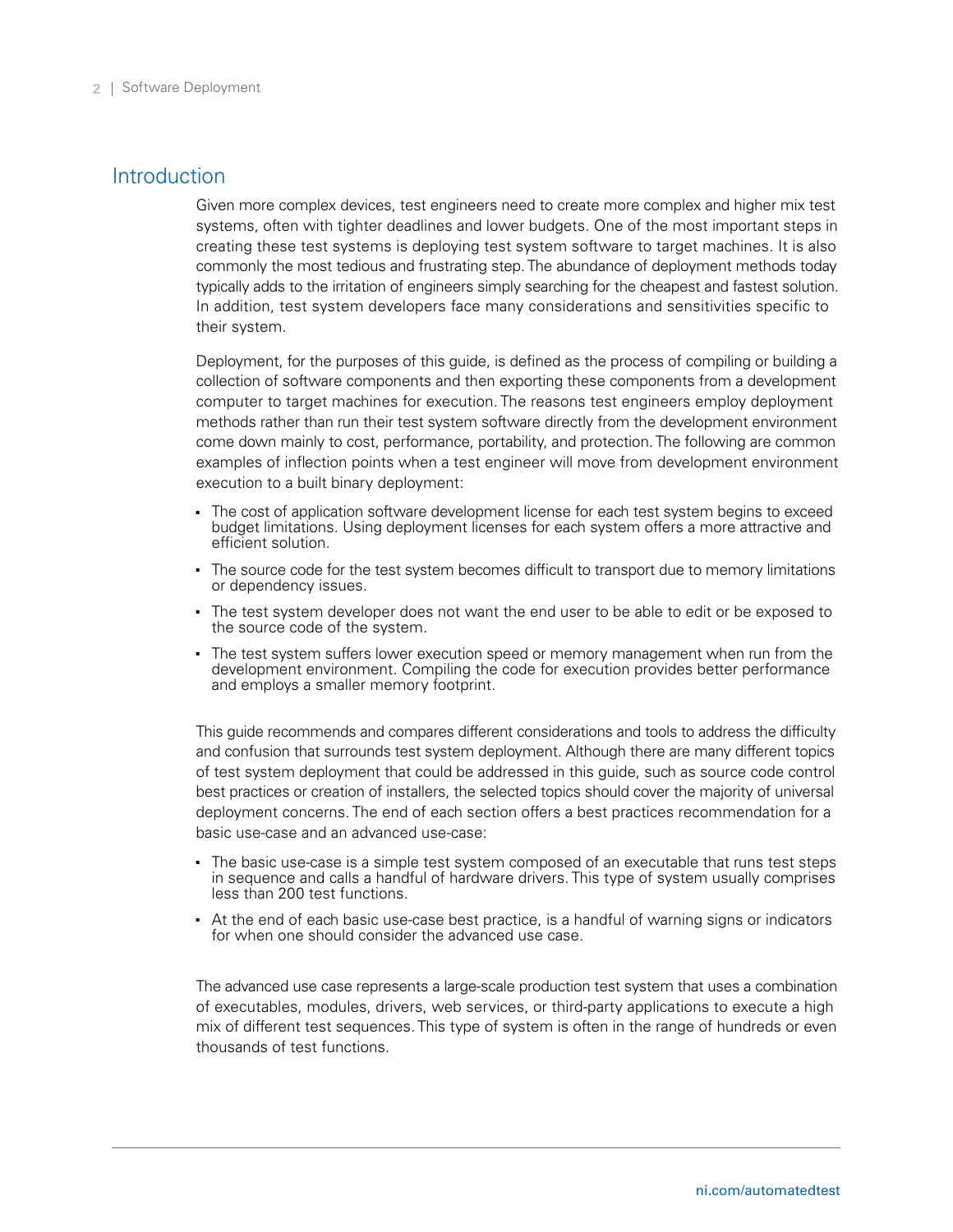## Introduction

Given more complex devices, test engineers need to create more complex and higher mix test systems, often with tighter deadlines and lower budgets. One of the most important steps in creating these test systems is deploying test system software to target machines. It is also commonly the most tedious and frustrating step. The abundance of deployment methods today typically adds to the irritation of engineers simply searching for the cheapest and fastest solution. In addition, test system developers face many considerations and sensitivities specific to their system.

Deployment, for the purposes of this guide, is defined as the process of compiling or building a collection of software components and then exporting these components from a development computer to target machines for execution. The reasons test engineers employ deployment methods rather than run their test system software directly from the development environment come down mainly to cost, performance, portability, and protection. The following are common examples of inflection points when a test engineer will move from development environment execution to a built binary deployment:

- The cost of application software development license for each test system begins to exceed budget limitations. Using deployment licenses for each system offers a more attractive and efficient solution.
- The source code for the test system becomes difficult to transport due to memory limitations or dependency issues.
- The test system developer does not want the end user to be able to edit or be exposed to the source code of the system.
- The test system suffers lower execution speed or memory management when run from the development environment. Compiling the code for execution provides better performance and employs a smaller memory footprint.

This guide recommends and compares different considerations and tools to address the difficulty and confusion that surrounds test system deployment. Although there are many different topics of test system deployment that could be addressed in this guide, such as source code control best practices or creation of installers, the selected topics should cover the majority of universal deployment concerns. The end of each section offers a best practices recommendation for a basic use-case and an advanced use-case:

- The basic use-case is a simple test system composed of an executable that runs test steps in sequence and calls a handful of hardware drivers. This type of system usually comprises less than 200 test functions.
- At the end of each basic use-case best practice, is a handful of warning signs or indicators for when one should consider the advanced use case.

The advanced use case represents a large-scale production test system that uses a combination of executables, modules, drivers, web services, or third-party applications to execute a high mix of different test sequences. This type of system is often in the range of hundreds or even thousands of test functions.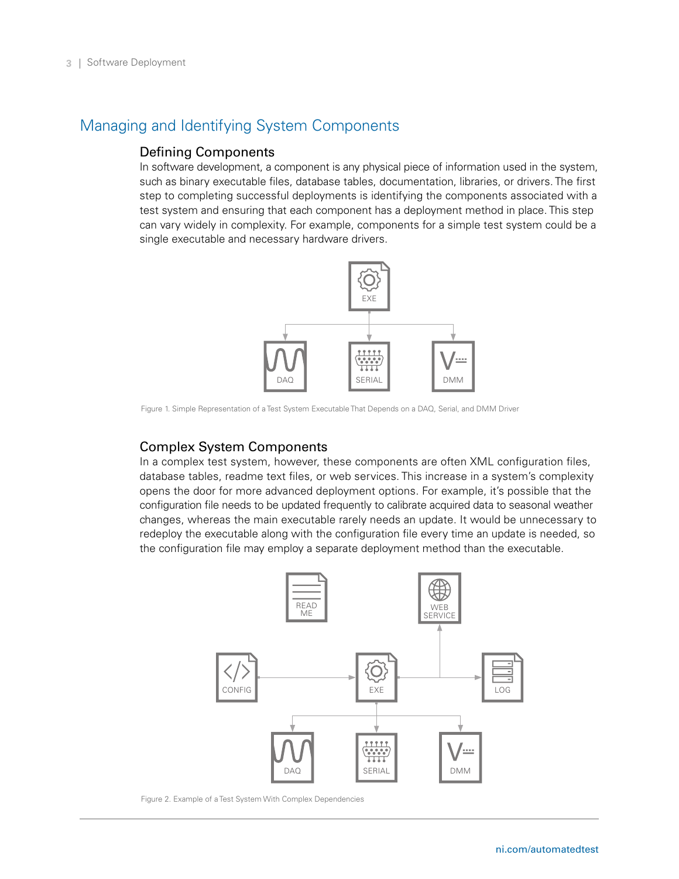# Managing and Identifying System Components

## Defining Components

In software development, a component is any physical piece of information used in the system, such as binary executable files, database tables, documentation, libraries, or drivers. The first step to completing successful deployments is identifying the components associated with a test system and ensuring that each component has a deployment method in place. This step can vary widely in complexity. For example, components for a simple test system could be a single executable and necessary hardware drivers.

Figure 1. Simple Representation of a Test System Executable That Depends on a DAQ, Serial, and DMM Driver

## Complex System Components

In a complex test system, however, these components are often XML configuration files, database tables, readme text files, or web services. This increase in a system's complexity opens the door for more advanced deployment options. For example, it's possible that the configuration file needs to be updated frequently to calibrate acquired data to seasonal weather changes, whereas the main executable rarely needs an update. It would be unnecessary to redeploy the executable along with the configuration file every time an update is needed, so the configuration file may employ a separate deployment method than the executable.

Figure 2. Example of a Test System With Complex Dependencies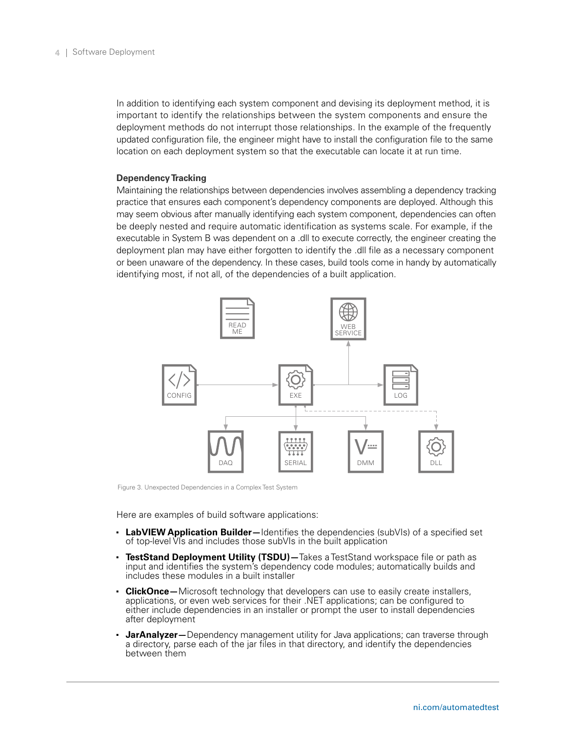In addition to identifying each system component and devising its deployment method, it is important to identify the relationships between the system components and ensure the deployment methods do not interrupt those relationships. In the example of the frequently updated configuration file, the engineer might have to install the configuration file to the same location on each deployment system so that the executable can locate it at run time.

### Dependency Tracking

Maintaining the relationships between dependencies involves assembling a dependency tracking practice that ensures each component's dependency components are deployed. Although this may seem obvious after manually identifying each system component, dependencies can often be deeply nested and require automatic identification as systems scale. For example, if the executable in System B was dependent on a .dll to execute correctly, the engineer creating the deployment plan may have either forgotten to identify the .dll file as a necessary component or been unaware of the dependency. In these cases, build tools come in handy by automatically identifying most, if not all, of the dependencies of a built application.

Figure 3. Unexpected Dependencies in a Complex Test System

Here are examples of build software applications:

- **LabVIEW Application Builder—**Identifies the dependencies (subVIs) of a specified set of top-level VIs and includes those subVIs in the built application
- **TestStand Deployment Utility (TSDU)—**Takes a TestStand workspace file or path as input and identifies the system's dependency code modules; automatically builds and includes these modules in a built installer
- **ClickOnce—**Microsoft technology that developers can use to easily create installers, applications, or even web services for their .NET applications; can be configured to either include dependencies in an installer or prompt the user to install dependencies after deployment
- **JarAnalyzer—**Dependency management utility for Java applications; can traverse through a directory, parse each of the jar files in that directory, and identify the dependencies between them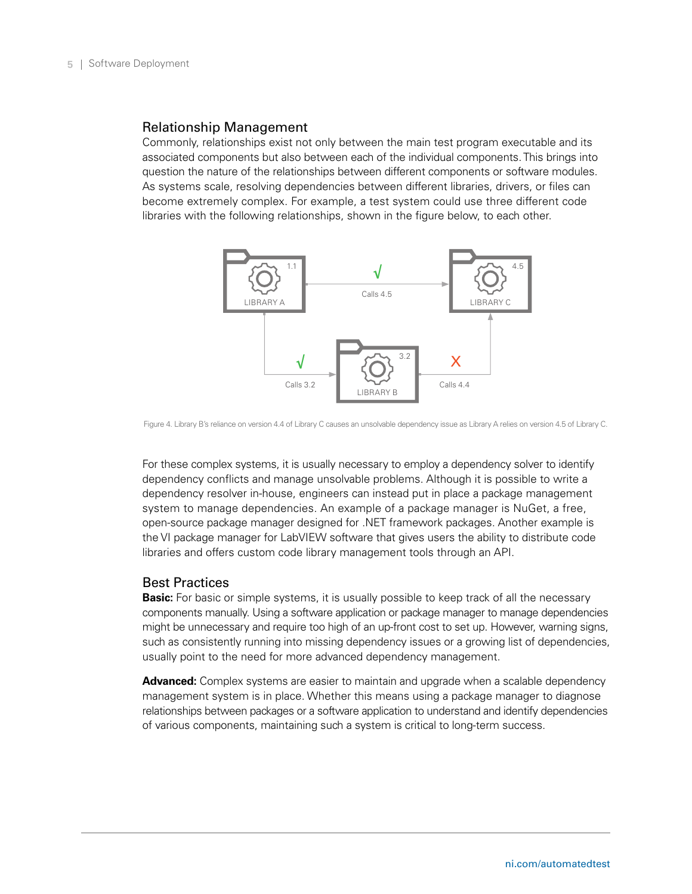## Relationship Management

Commonly, relationships exist not only between the main test program executable and its associated components but also between each of the individual components. This brings into question the nature of the relationships between different components or software modules. As systems scale, resolving dependencies between different libraries, drivers, or files can become extremely complex. For example, a test system could use three different code libraries with the following relationships, shown in the figure below, to each other.

Figure 4. Library B's reliance on version 4.4 of Library C causes an unsolvable dependency issue as Library A relies on version 4.5 of Library C.

For these complex systems, it is usually necessary to employ a dependency solver to identify dependency conflicts and manage unsolvable problems. Although it is possible to write a dependency resolver in-house, engineers can instead put in place a package management system to manage dependencies. An example of a package manager is NuGet, a free, open-source package manager designed for .NET framework packages. Another example is the VI package manager for LabVIEW software that gives users the ability to distribute code libraries and offers custom code library management tools through an API.

## Best Practices

**Basic:** For basic or simple systems, it is usually possible to keep track of all the necessary components manually. Using a software application or package manager to manage dependencies might be unnecessary and require too high of an up-front cost to set up. However, warning signs, such as consistently running into missing dependency issues or a growing list of dependencies, usually point to the need for more advanced dependency management.

**Advanced:** Complex systems are easier to maintain and upgrade when a scalable dependency management system is in place. Whether this means using a package manager to diagnose relationships between packages or a software application to understand and identify dependencies of various components, maintaining such a system is critical to long-term success.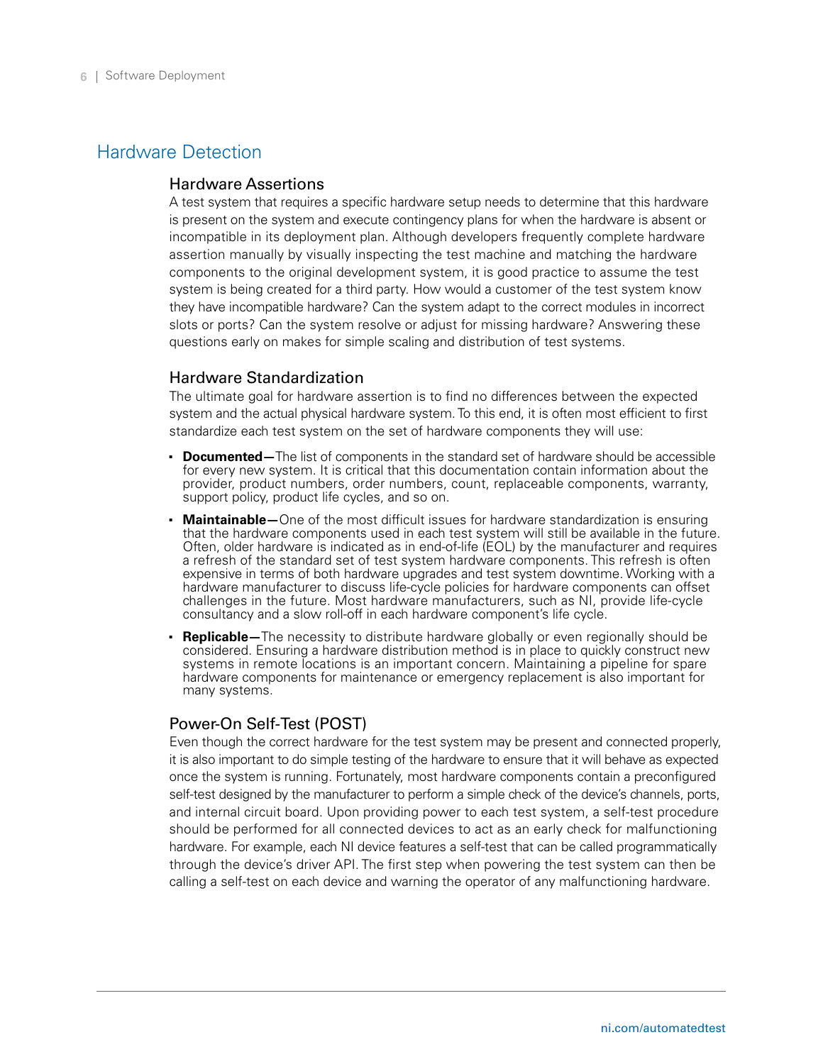## Hardware Detection

### Hardware Assertions

A test system that requires a specific hardware setup needs to determine that this hardware is present on the system and execute contingency plans for when the hardware is absent or incompatible in its deployment plan. Although developers frequently complete hardware assertion manually by visually inspecting the test machine and matching the hardware components to the original development system, it is good practice to assume the test system is being created for a third party. How would a customer of the test system know they have incompatible hardware? Can the system adapt to the correct modules in incorrect slots or ports? Can the system resolve or adjust for missing hardware? Answering these questions early on makes for simple scaling and distribution of test systems.

### Hardware Standardization

The ultimate goal for hardware assertion is to find no differences between the expected system and the actual physical hardware system. To this end, it is often most efficient to first standardize each test system on the set of hardware components they will use:

- **Documented—**The list of components in the standard set of hardware should be accessible for every new system. It is critical that this documentation contain information about the provider, product numbers, order numbers, count, replaceable components, warranty, support policy, product life cycles, and so on.
- **Maintainable—**One of the most difficult issues for hardware standardization is ensuring that the hardware components used in each test system will still be available in the future. Often, older hardware is indicated as in end-of-life (EOL) by the manufacturer and requires a refresh of the standard set of test system hardware components. This refresh is often expensive in terms of both hardware upgrades and test system downtime. Working with a hardware manufacturer to discuss life-cycle policies for hardware components can offset challenges in the future. Most hardware manufacturers, such as NI, provide life-cycle consultancy and a slow roll-off in each hardware component's life cycle.
- **Replicable—**The necessity to distribute hardware globally or even regionally should be considered. Ensuring a hardware distribution method is in place to quickly construct new systems in remote locations is an important concern. Maintaining a pipeline for spare hardware components for maintenance or emergency replacement is also important for many systems.

### Power-On Self-Test (POST)

Even though the correct hardware for the test system may be present and connected properly, it is also important to do simple testing of the hardware to ensure that it will behave as expected once the system is running. Fortunately, most hardware components contain a preconfigured self-test designed by the manufacturer to perform a simple check of the device's channels, ports, and internal circuit board. Upon providing power to each test system, a self-test procedure should be performed for all connected devices to act as an early check for malfunctioning hardware. For example, each NI device features a self-test that can be called programmatically through the device's driver API. The first step when powering the test system can then be calling a self-test on each device and warning the operator of any malfunctioning hardware.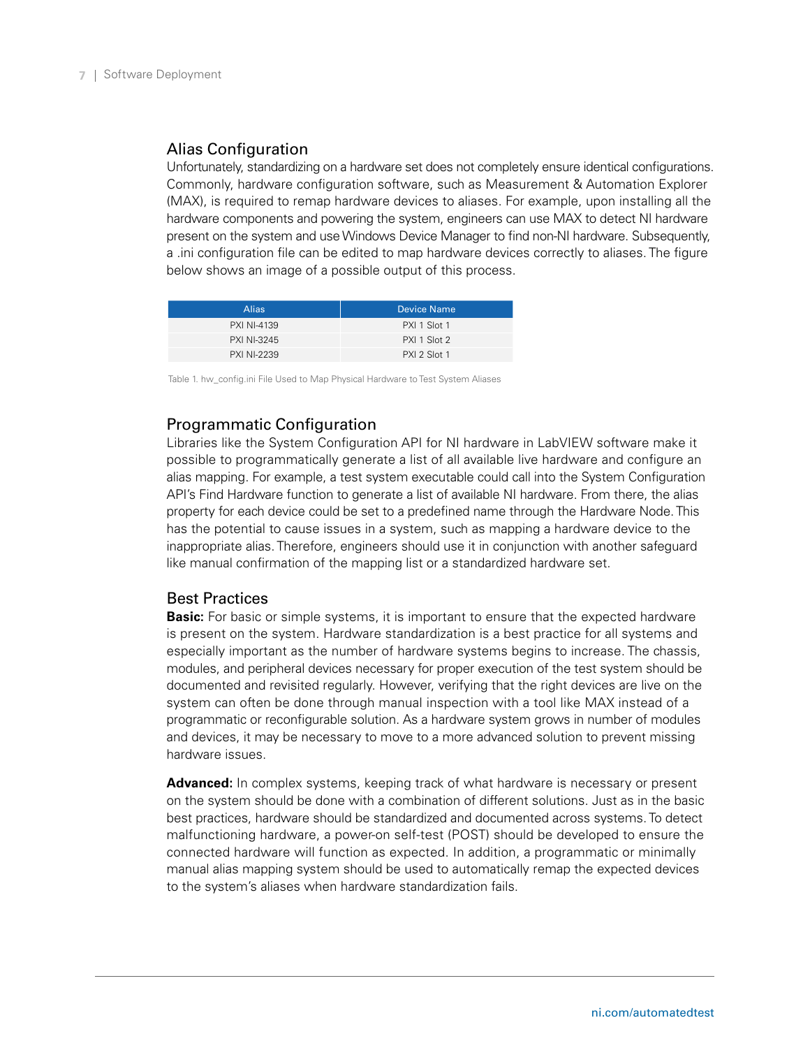## Alias Configuration

Unfortunately, standardizing on a hardware set does not completely ensure identical configurations. Commonly, hardware configuration software, such as Measurement & Automation Explorer (MAX), is required to remap hardware devices to aliases. For example, upon installing all the hardware components and powering the system, engineers can use MAX to detect NI hardware present on the system and use Windows Device Manager to find non-NI hardware. Subsequently, a .ini configuration file can be edited to map hardware devices correctly to aliases. The figure below shows an image of a possible output of this process.

| Alias | Device Name |
|---|---|
| PXI NI-4139 | PXI 1 Slot 1 |
| PXI NI-3245 | PXI 1 Slot 2 |
| PXI NI-2239 | PXI 2 Slot 1 |

Table 1. hw_config.ini File Used to Map Physical Hardware to Test System Aliases

## Programmatic Configuration

Libraries like the System Configuration API for NI hardware in LabVIEW software make it possible to programmatically generate a list of all available live hardware and configure an alias mapping. For example, a test system executable could call into the System Configuration API's Find Hardware function to generate a list of available NI hardware. From there, the alias property for each device could be set to a predefined name through the Hardware Node. This has the potential to cause issues in a system, such as mapping a hardware device to the inappropriate alias. Therefore, engineers should use it in conjunction with another safeguard like manual confirmation of the mapping list or a standardized hardware set.

## Best Practices

**Basic:** For basic or simple systems, it is important to ensure that the expected hardware is present on the system. Hardware standardization is a best practice for all systems and especially important as the number of hardware systems begins to increase. The chassis, modules, and peripheral devices necessary for proper execution of the test system should be documented and revisited regularly. However, verifying that the right devices are live on the system can often be done through manual inspection with a tool like MAX instead of a programmatic or reconfigurable solution. As a hardware system grows in number of modules and devices, it may be necessary to move to a more advanced solution to prevent missing hardware issues.

**Advanced:** In complex systems, keeping track of what hardware is necessary or present on the system should be done with a combination of different solutions. Just as in the basic best practices, hardware should be standardized and documented across systems. To detect malfunctioning hardware, a power-on self-test (POST) should be developed to ensure the connected hardware will function as expected. In addition, a programmatic or minimally manual alias mapping system should be used to automatically remap the expected devices to the system's aliases when hardware standardization fails.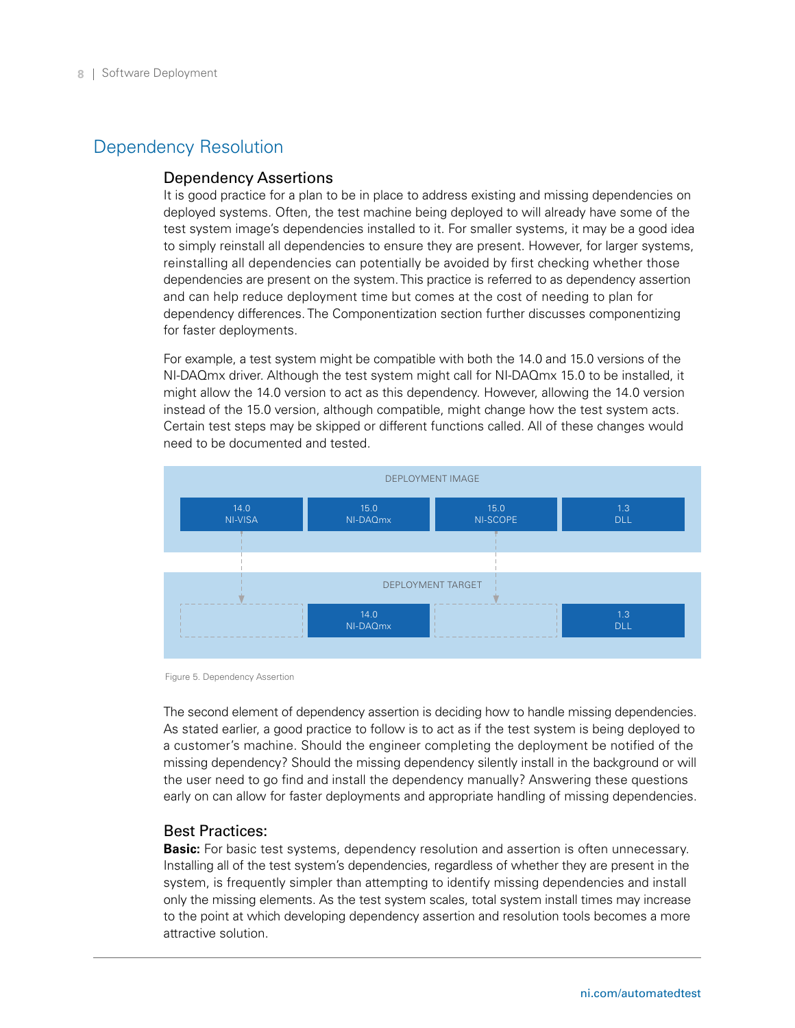# Dependency Resolution

## Dependency Assertions

It is good practice for a plan to be in place to address existing and missing dependencies on deployed systems. Often, the test machine being deployed to will already have some of the test system image's dependencies installed to it. For smaller systems, it may be a good idea to simply reinstall all dependencies to ensure they are present. However, for larger systems, reinstalling all dependencies can potentially be avoided by first checking whether those dependencies are present on the system. This practice is referred to as dependency assertion and can help reduce deployment time but comes at the cost of needing to plan for dependency differences. The Componentization section further discusses componentizing for faster deployments.

For example, a test system might be compatible with both the 14.0 and 15.0 versions of the NI-DAQmx driver. Although the test system might call for NI-DAQmx 15.0 to be installed, it might allow the 14.0 version to act as this dependency. However, allowing the 14.0 version instead of the 15.0 version, although compatible, might change how the test system acts. Certain test steps may be skipped or different functions called. All of these changes would need to be documented and tested.

DEPLOYMENT IMAGE

| 14.0 NI-VISA | 15.0 NI-DAQmx | 15.0 NI-SCOPE | 1.3 DLL |
|---|---|---|---|

DEPLOYMENT TARGET

| | 14.0 NI-DAQmx | | 1.3 DLL |
|---|---|---|---|

Figure 5. Dependency Assertion

The second element of dependency assertion is deciding how to handle missing dependencies. As stated earlier, a good practice to follow is to act as if the test system is being deployed to a customer's machine. Should the engineer completing the deployment be notified of the missing dependency? Should the missing dependency silently install in the background or will the user need to go find and install the dependency manually? Answering these questions early on can allow for faster deployments and appropriate handling of missing dependencies.

## Best Practices:

**Basic:** For basic test systems, dependency resolution and assertion is often unnecessary. Installing all of the test system's dependencies, regardless of whether they are present in the system, is frequently simpler than attempting to identify missing dependencies and install only the missing elements. As the test system scales, total system install times may increase to the point at which developing dependency assertion and resolution tools becomes a more attractive solution.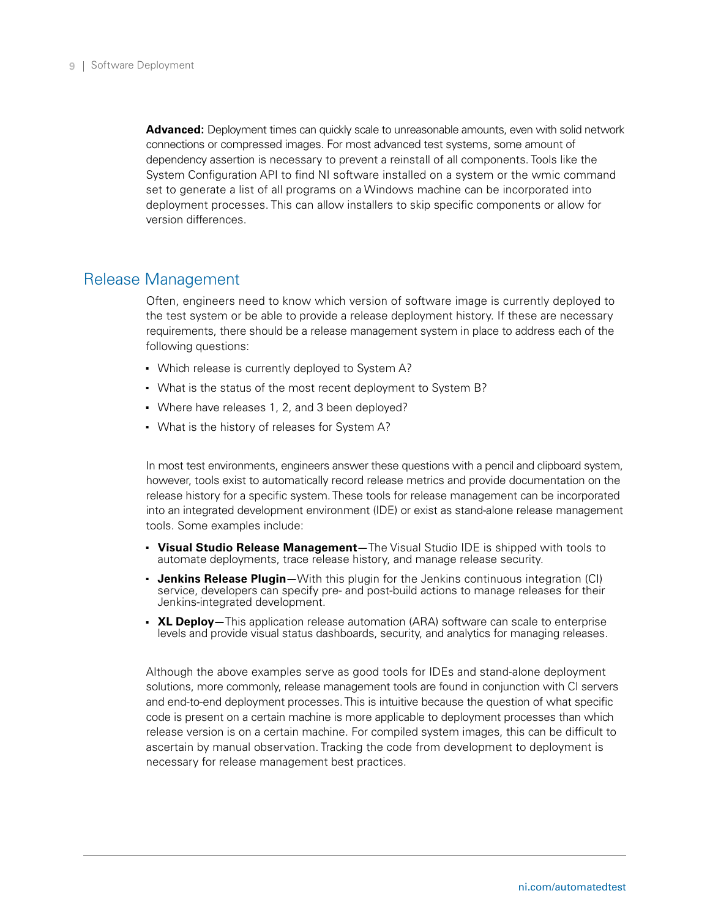**Advanced:** Deployment times can quickly scale to unreasonable amounts, even with solid network connections or compressed images. For most advanced test systems, some amount of dependency assertion is necessary to prevent a reinstall of all components. Tools like the System Configuration API to find NI software installed on a system or the wmic command set to generate a list of all programs on a Windows machine can be incorporated into deployment processes. This can allow installers to skip specific components or allow for version differences.

## Release Management

Often, engineers need to know which version of software image is currently deployed to the test system or be able to provide a release deployment history. If these are necessary requirements, there should be a release management system in place to address each of the following questions:

- Which release is currently deployed to System A?
- What is the status of the most recent deployment to System B?
- Where have releases 1, 2, and 3 been deployed?
- What is the history of releases for System A?

In most test environments, engineers answer these questions with a pencil and clipboard system, however, tools exist to automatically record release metrics and provide documentation on the release history for a specific system. These tools for release management can be incorporated into an integrated development environment (IDE) or exist as stand-alone release management tools. Some examples include:

- **Visual Studio Release Management—**The Visual Studio IDE is shipped with tools to automate deployments, trace release history, and manage release security.
- **Jenkins Release Plugin—**With this plugin for the Jenkins continuous integration (CI) service, developers can specify pre- and post-build actions to manage releases for their Jenkins-integrated development.
- **XL Deploy—**This application release automation (ARA) software can scale to enterprise levels and provide visual status dashboards, security, and analytics for managing releases.

Although the above examples serve as good tools for IDEs and stand-alone deployment solutions, more commonly, release management tools are found in conjunction with CI servers and end-to-end deployment processes. This is intuitive because the question of what specific code is present on a certain machine is more applicable to deployment processes than which release version is on a certain machine. For compiled system images, this can be difficult to ascertain by manual observation. Tracking the code from development to deployment is necessary for release management best practices.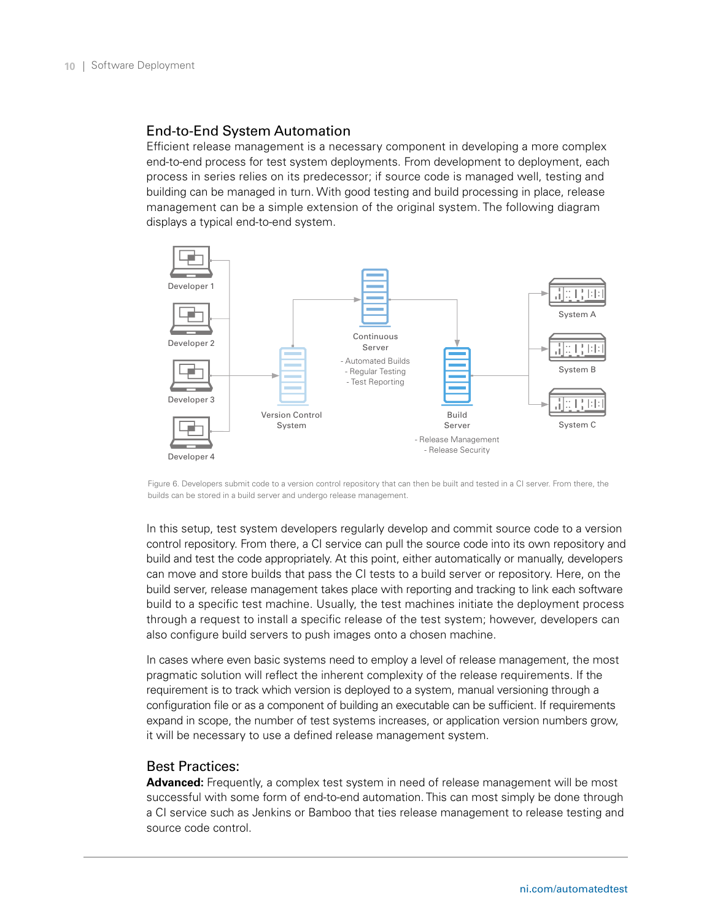## End-to-End System Automation

Efficient release management is a necessary component in developing a more complex end-to-end process for test system deployments. From development to deployment, each process in series relies on its predecessor; if source code is managed well, testing and building can be managed in turn. With good testing and build processing in place, release management can be a simple extension of the original system. The following diagram displays a typical end-to-end system.

Figure 6. Developers submit code to a version control repository that can then be built and tested in a CI server. From there, the builds can be stored in a build server and undergo release management.

In this setup, test system developers regularly develop and commit source code to a version control repository. From there, a CI service can pull the source code into its own repository and build and test the code appropriately. At this point, either automatically or manually, developers can move and store builds that pass the CI tests to a build server or repository. Here, on the build server, release management takes place with reporting and tracking to link each software build to a specific test machine. Usually, the test machines initiate the deployment process through a request to install a specific release of the test system; however, developers can also configure build servers to push images onto a chosen machine.

In cases where even basic systems need to employ a level of release management, the most pragmatic solution will reflect the inherent complexity of the release requirements. If the requirement is to track which version is deployed to a system, manual versioning through a configuration file or as a component of building an executable can be sufficient. If requirements expand in scope, the number of test systems increases, or application version numbers grow, it will be necessary to use a defined release management system.

## Best Practices:

**Advanced:** Frequently, a complex test system in need of release management will be most successful with some form of end-to-end automation. This can most simply be done through a CI service such as Jenkins or Bamboo that ties release management to release testing and source code control.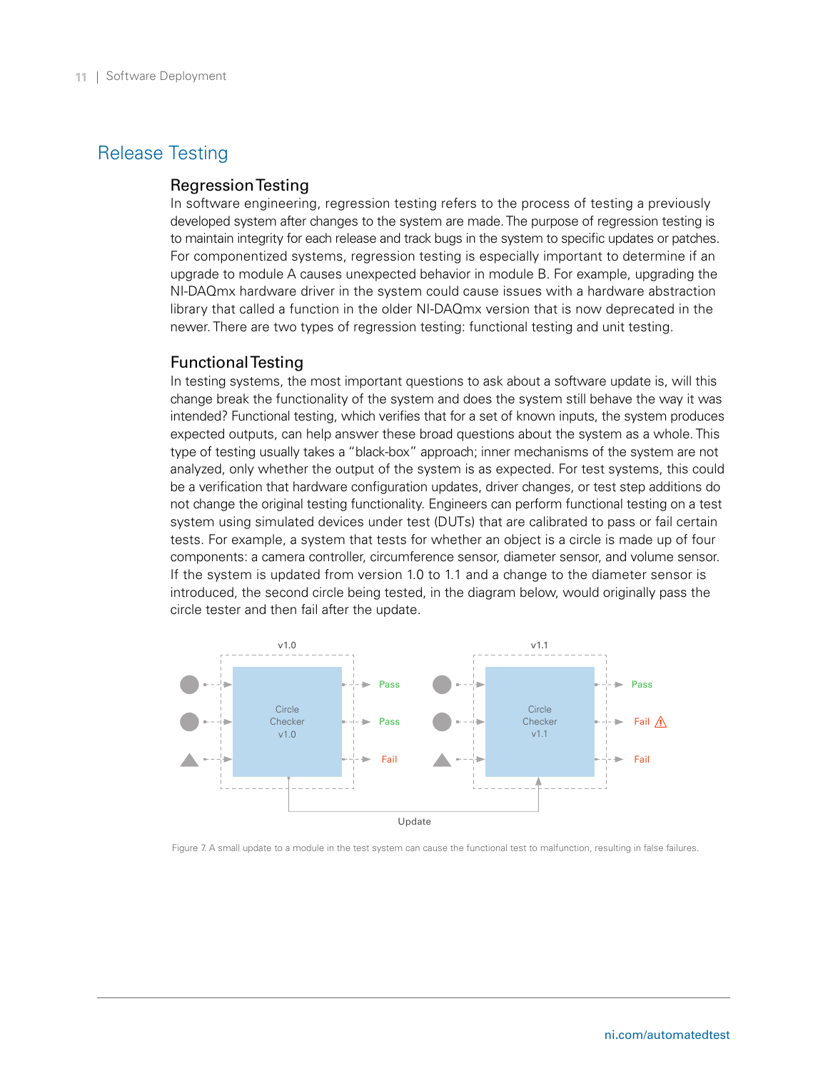# Release Testing

## Regression Testing

In software engineering, regression testing refers to the process of testing a previously developed system after changes to the system are made. The purpose of regression testing is to maintain integrity for each release and track bugs in the system to specific updates or patches. For componentized systems, regression testing is especially important to determine if an upgrade to module A causes unexpected behavior in module B. For example, upgrading the NI-DAQmx hardware driver in the system could cause issues with a hardware abstraction library that called a function in the older NI-DAQmx version that is now deprecated in the newer. There are two types of regression testing: functional testing and unit testing.

## Functional Testing

In testing systems, the most important questions to ask about a software update is, will this change break the functionality of the system and does the system still behave the way it was intended? Functional testing, which verifies that for a set of known inputs, the system produces expected outputs, can help answer these broad questions about the system as a whole. This type of testing usually takes a "black-box" approach; inner mechanisms of the system are not analyzed, only whether the output of the system is as expected. For test systems, this could be a verification that hardware configuration updates, driver changes, or test step additions do not change the original testing functionality. Engineers can perform functional testing on a test system using simulated devices under test (DUTs) that are calibrated to pass or fail certain tests. For example, a system that tests for whether an object is a circle is made up of four components: a camera controller, circumference sensor, diameter sensor, and volume sensor. If the system is updated from version 1.0 to 1.1 and a change to the diameter sensor is introduced, the second circle being tested, in the diagram below, would originally pass the circle tester and then fail after the update.

Figure 7. A small update to a module in the test system can cause the functional test to malfunction, resulting in false failures.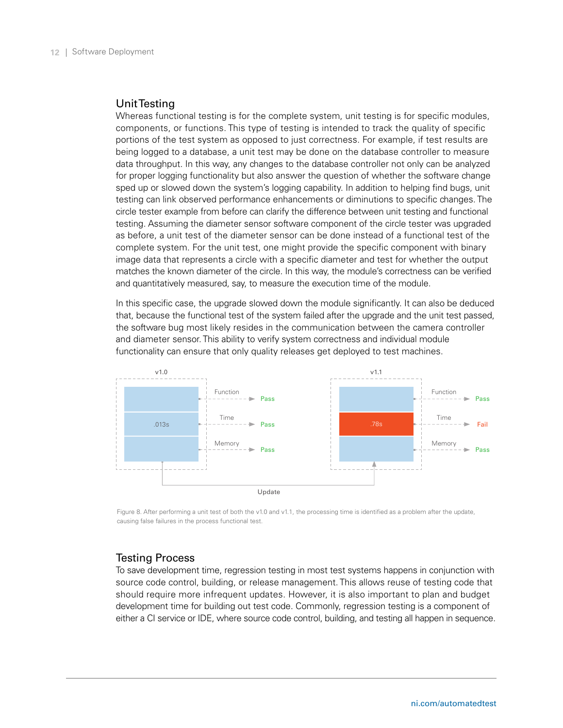## Unit Testing

Whereas functional testing is for the complete system, unit testing is for specific modules, components, or functions. This type of testing is intended to track the quality of specific portions of the test system as opposed to just correctness. For example, if test results are being logged to a database, a unit test may be done on the database controller to measure data throughput. In this way, any changes to the database controller not only can be analyzed for proper logging functionality but also answer the question of whether the software change sped up or slowed down the system's logging capability. In addition to helping find bugs, unit testing can link observed performance enhancements or diminutions to specific changes. The circle tester example from before can clarify the difference between unit testing and functional testing. Assuming the diameter sensor software component of the circle tester was upgraded as before, a unit test of the diameter sensor can be done instead of a functional test of the complete system. For the unit test, one might provide the specific component with binary image data that represents a circle with a specific diameter and test for whether the output matches the known diameter of the circle. In this way, the module's correctness can be verified and quantitatively measured, say, to measure the execution time of the module.

In this specific case, the upgrade slowed down the module significantly. It can also be deduced that, because the functional test of the system failed after the upgrade and the unit test passed, the software bug most likely resides in the communication between the camera controller and diameter sensor. This ability to verify system correctness and individual module functionality can ensure that only quality releases get deployed to test machines.

| | v1.0 | | v1.1 |
|---|---|---|---|
| Function | Pass | | Pass |
| Time | .013s – Pass | | .78s – Fail |
| Memory | Pass | | Pass |

Update

Figure 8. After performing a unit test of both the v1.0 and v1.1, the processing time is identified as a problem after the update, causing false failures in the process functional test.

## Testing Process

To save development time, regression testing in most test systems happens in conjunction with source code control, building, or release management. This allows reuse of testing code that should require more infrequent updates. However, it is also important to plan and budget development time for building out test code. Commonly, regression testing is a component of either a CI service or IDE, where source code control, building, and testing all happen in sequence.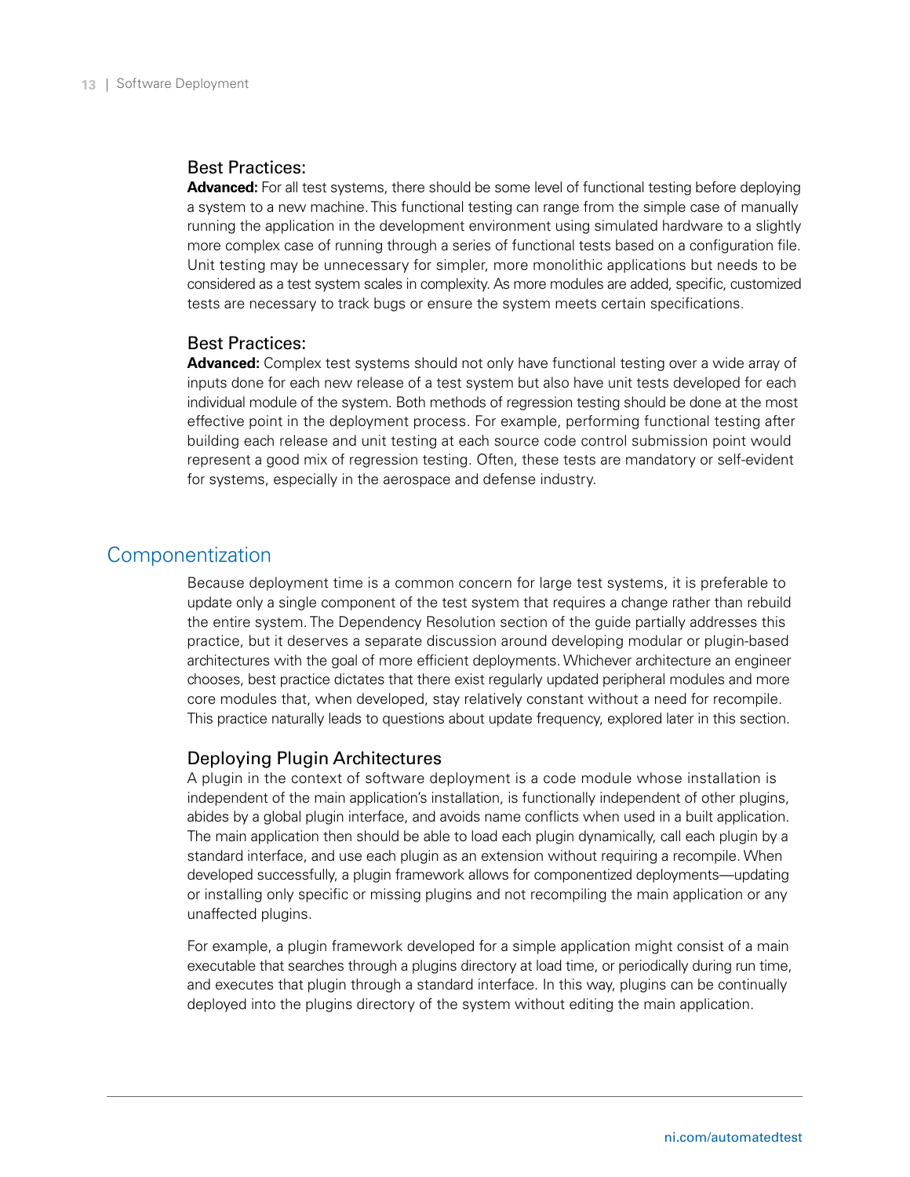### Best Practices:

**Advanced:** For all test systems, there should be some level of functional testing before deploying a system to a new machine. This functional testing can range from the simple case of manually running the application in the development environment using simulated hardware to a slightly more complex case of running through a series of functional tests based on a configuration file. Unit testing may be unnecessary for simpler, more monolithic applications but needs to be considered as a test system scales in complexity. As more modules are added, specific, customized tests are necessary to track bugs or ensure the system meets certain specifications.

### Best Practices:

**Advanced:** Complex test systems should not only have functional testing over a wide array of inputs done for each new release of a test system but also have unit tests developed for each individual module of the system. Both methods of regression testing should be done at the most effective point in the deployment process. For example, performing functional testing after building each release and unit testing at each source code control submission point would represent a good mix of regression testing. Often, these tests are mandatory or self-evident for systems, especially in the aerospace and defense industry.

## Componentization

Because deployment time is a common concern for large test systems, it is preferable to update only a single component of the test system that requires a change rather than rebuild the entire system. The Dependency Resolution section of the guide partially addresses this practice, but it deserves a separate discussion around developing modular or plugin-based architectures with the goal of more efficient deployments. Whichever architecture an engineer chooses, best practice dictates that there exist regularly updated peripheral modules and more core modules that, when developed, stay relatively constant without a need for recompile. This practice naturally leads to questions about update frequency, explored later in this section.

### Deploying Plugin Architectures

A plugin in the context of software deployment is a code module whose installation is independent of the main application's installation, is functionally independent of other plugins, abides by a global plugin interface, and avoids name conflicts when used in a built application. The main application then should be able to load each plugin dynamically, call each plugin by a standard interface, and use each plugin as an extension without requiring a recompile. When developed successfully, a plugin framework allows for componentized deployments—updating or installing only specific or missing plugins and not recompiling the main application or any unaffected plugins.

For example, a plugin framework developed for a simple application might consist of a main executable that searches through a plugins directory at load time, or periodically during run time, and executes that plugin through a standard interface. In this way, plugins can be continually deployed into the plugins directory of the system without editing the main application.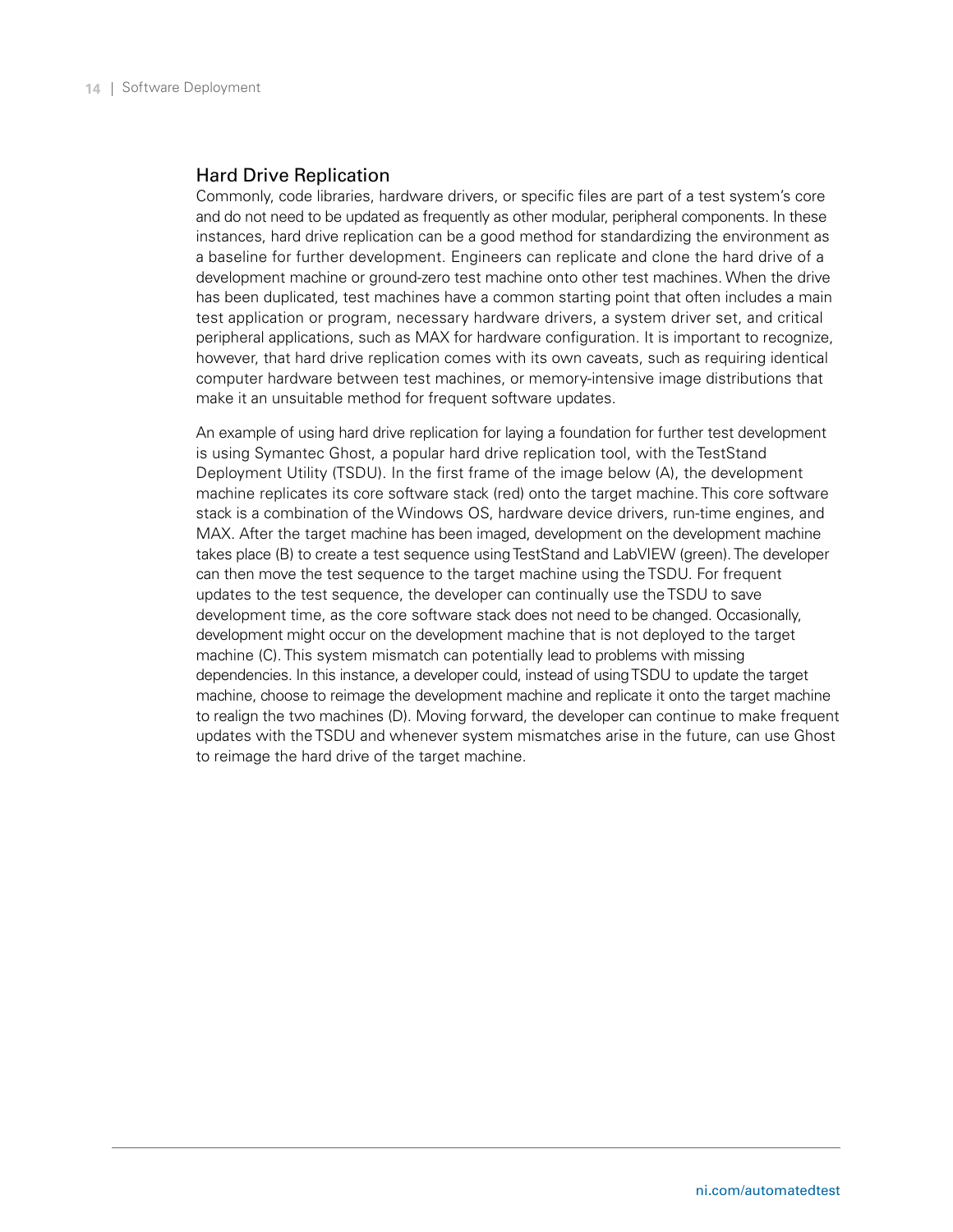## Hard Drive Replication

Commonly, code libraries, hardware drivers, or specific files are part of a test system's core and do not need to be updated as frequently as other modular, peripheral components. In these instances, hard drive replication can be a good method for standardizing the environment as a baseline for further development. Engineers can replicate and clone the hard drive of a development machine or ground-zero test machine onto other test machines. When the drive has been duplicated, test machines have a common starting point that often includes a main test application or program, necessary hardware drivers, a system driver set, and critical peripheral applications, such as MAX for hardware configuration. It is important to recognize, however, that hard drive replication comes with its own caveats, such as requiring identical computer hardware between test machines, or memory-intensive image distributions that make it an unsuitable method for frequent software updates.

An example of using hard drive replication for laying a foundation for further test development is using Symantec Ghost, a popular hard drive replication tool, with the TestStand Deployment Utility (TSDU). In the first frame of the image below (A), the development machine replicates its core software stack (red) onto the target machine. This core software stack is a combination of the Windows OS, hardware device drivers, run-time engines, and MAX. After the target machine has been imaged, development on the development machine takes place (B) to create a test sequence using TestStand and LabVIEW (green). The developer can then move the test sequence to the target machine using the TSDU. For frequent updates to the test sequence, the developer can continually use the TSDU to save development time, as the core software stack does not need to be changed. Occasionally, development might occur on the development machine that is not deployed to the target machine (C). This system mismatch can potentially lead to problems with missing dependencies. In this instance, a developer could, instead of using TSDU to update the target machine, choose to reimage the development machine and replicate it onto the target machine to realign the two machines (D). Moving forward, the developer can continue to make frequent updates with the TSDU and whenever system mismatches arise in the future, can use Ghost to reimage the hard drive of the target machine.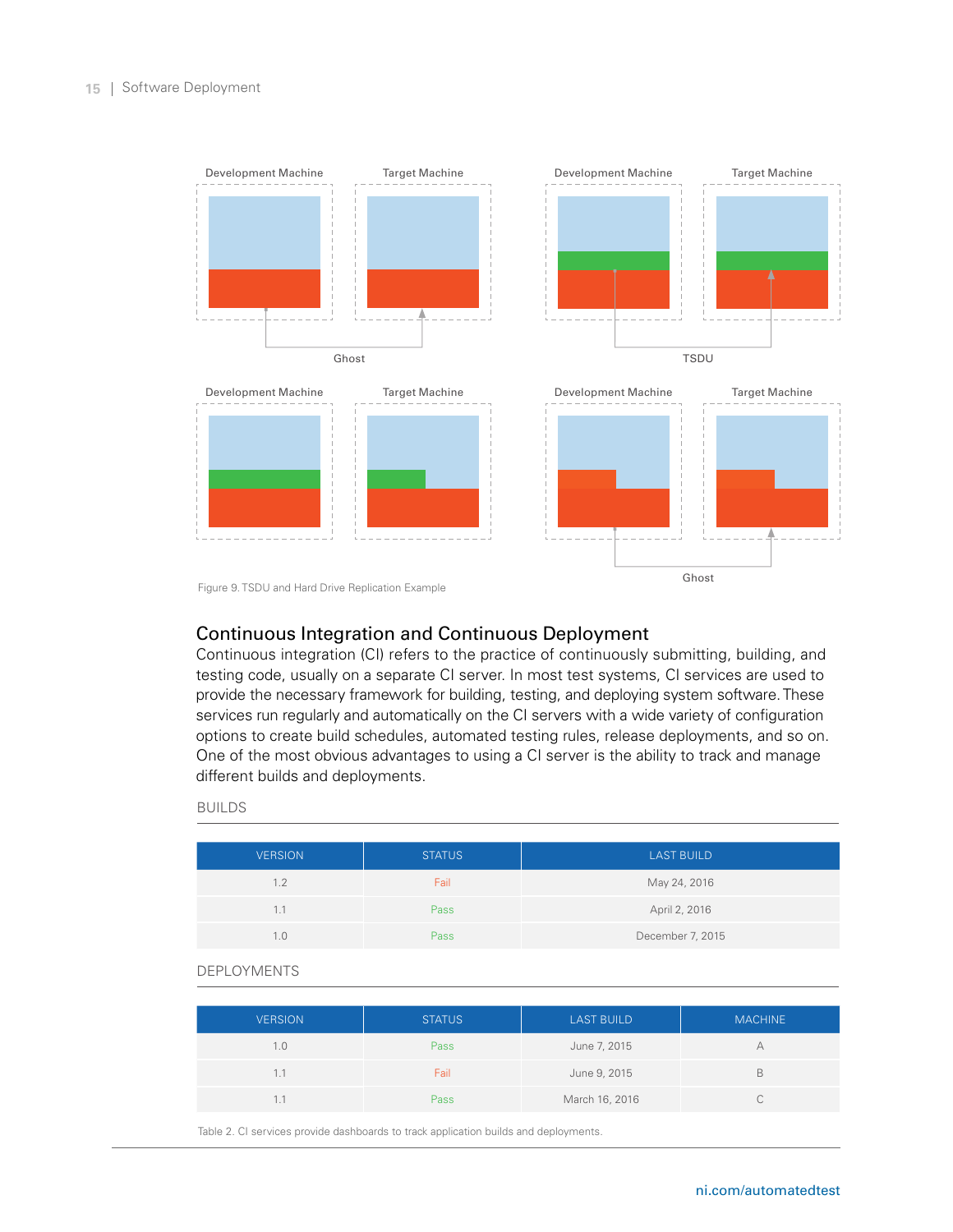Development Machine | Target Machine | Development Machine | Target Machine

Ghost | TSDU

Development Machine | Target Machine | Development Machine | Target Machine

Ghost

Figure 9. TSDU and Hard Drive Replication Example

## Continuous Integration and Continuous Deployment

Continuous integration (CI) refers to the practice of continuously submitting, building, and testing code, usually on a separate CI server. In most test systems, CI services are used to provide the necessary framework for building, testing, and deploying system software. These services run regularly and automatically on the CI servers with a wide variety of configuration options to create build schedules, automated testing rules, release deployments, and so on. One of the most obvious advantages to using a CI server is the ability to track and manage different builds and deployments.

BUILDS

| VERSION | STATUS | LAST BUILD |
|---|---|---|
| 1.2 | Fail | May 24, 2016 |
| 1.1 | Pass | April 2, 2016 |
| 1.0 | Pass | December 7, 2015 |

DEPLOYMENTS

| VERSION | STATUS | LAST BUILD | MACHINE |
|---|---|---|---|
| 1.0 | Pass | June 7, 2015 | A |
| 1.1 | Fail | June 9, 2015 | B |
| 1.1 | Pass | March 16, 2016 | C |

Table 2. CI services provide dashboards to track application builds and deployments.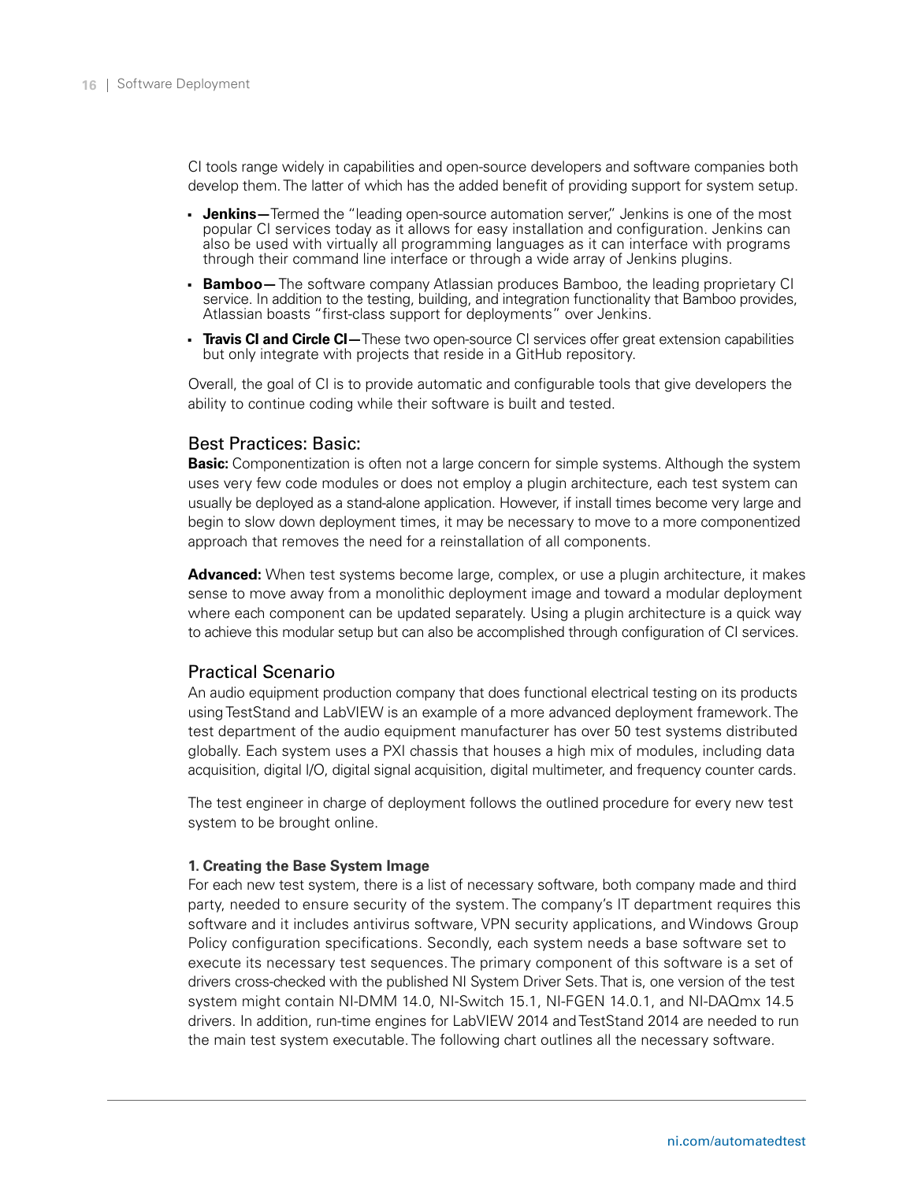CI tools range widely in capabilities and open-source developers and software companies both develop them. The latter of which has the added benefit of providing support for system setup.

- **Jenkins—**Termed the "leading open-source automation server," Jenkins is one of the most popular CI services today as it allows for easy installation and configuration. Jenkins can also be used with virtually all programming languages as it can interface with programs through their command line interface or through a wide array of Jenkins plugins.
- **Bamboo—** The software company Atlassian produces Bamboo, the leading proprietary CI service. In addition to the testing, building, and integration functionality that Bamboo provides, Atlassian boasts "first-class support for deployments" over Jenkins.
- **Travis CI and Circle CI—**These two open-source CI services offer great extension capabilities but only integrate with projects that reside in a GitHub repository.

Overall, the goal of CI is to provide automatic and configurable tools that give developers the ability to continue coding while their software is built and tested.

## Best Practices: Basic:

**Basic:** Componentization is often not a large concern for simple systems. Although the system uses very few code modules or does not employ a plugin architecture, each test system can usually be deployed as a stand-alone application. However, if install times become very large and begin to slow down deployment times, it may be necessary to move to a more componentized approach that removes the need for a reinstallation of all components.

**Advanced:** When test systems become large, complex, or use a plugin architecture, it makes sense to move away from a monolithic deployment image and toward a modular deployment where each component can be updated separately. Using a plugin architecture is a quick way to achieve this modular setup but can also be accomplished through configuration of CI services.

## Practical Scenario

An audio equipment production company that does functional electrical testing on its products using TestStand and LabVIEW is an example of a more advanced deployment framework. The test department of the audio equipment manufacturer has over 50 test systems distributed globally. Each system uses a PXI chassis that houses a high mix of modules, including data acquisition, digital I/O, digital signal acquisition, digital multimeter, and frequency counter cards.

The test engineer in charge of deployment follows the outlined procedure for every new test system to be brought online.

#### 1. Creating the Base System Image

For each new test system, there is a list of necessary software, both company made and third party, needed to ensure security of the system. The company's IT department requires this software and it includes antivirus software, VPN security applications, and Windows Group Policy configuration specifications. Secondly, each system needs a base software set to execute its necessary test sequences. The primary component of this software is a set of drivers cross-checked with the published NI System Driver Sets. That is, one version of the test system might contain NI-DMM 14.0, NI-Switch 15.1, NI-FGEN 14.0.1, and NI-DAQmx 14.5 drivers. In addition, run-time engines for LabVIEW 2014 and TestStand 2014 are needed to run the main test system executable. The following chart outlines all the necessary software.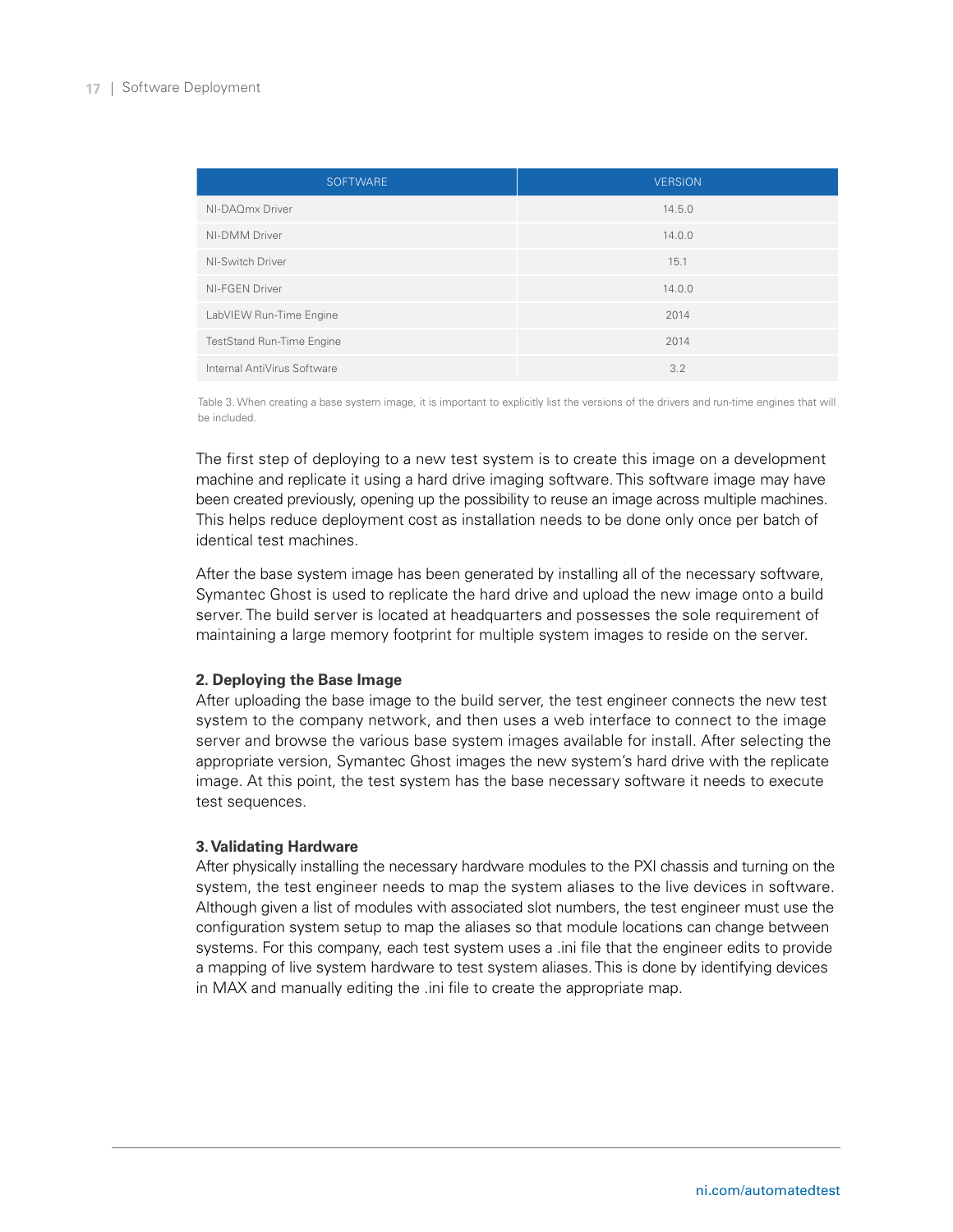| SOFTWARE | VERSION |
| --- | --- |
| NI-DAQmx Driver | 14.5.0 |
| NI-DMM Driver | 14.0.0 |
| NI-Switch Driver | 15.1 |
| NI-FGEN Driver | 14.0.0 |
| LabVIEW Run-Time Engine | 2014 |
| TestStand Run-Time Engine | 2014 |
| Internal AntiVirus Software | 3.2 |

Table 3. When creating a base system image, it is important to explicitly list the versions of the drivers and run-time engines that will be included.

The first step of deploying to a new test system is to create this image on a development machine and replicate it using a hard drive imaging software. This software image may have been created previously, opening up the possibility to reuse an image across multiple machines. This helps reduce deployment cost as installation needs to be done only once per batch of identical test machines.

After the base system image has been generated by installing all of the necessary software, Symantec Ghost is used to replicate the hard drive and upload the new image onto a build server. The build server is located at headquarters and possesses the sole requirement of maintaining a large memory footprint for multiple system images to reside on the server.

**2. Deploying the Base Image**

After uploading the base image to the build server, the test engineer connects the new test system to the company network, and then uses a web interface to connect to the image server and browse the various base system images available for install. After selecting the appropriate version, Symantec Ghost images the new system's hard drive with the replicate image. At this point, the test system has the base necessary software it needs to execute test sequences.

**3. Validating Hardware**

After physically installing the necessary hardware modules to the PXI chassis and turning on the system, the test engineer needs to map the system aliases to the live devices in software. Although given a list of modules with associated slot numbers, the test engineer must use the configuration system setup to map the aliases so that module locations can change between systems. For this company, each test system uses a .ini file that the engineer edits to provide a mapping of live system hardware to test system aliases. This is done by identifying devices in MAX and manually editing the .ini file to create the appropriate map.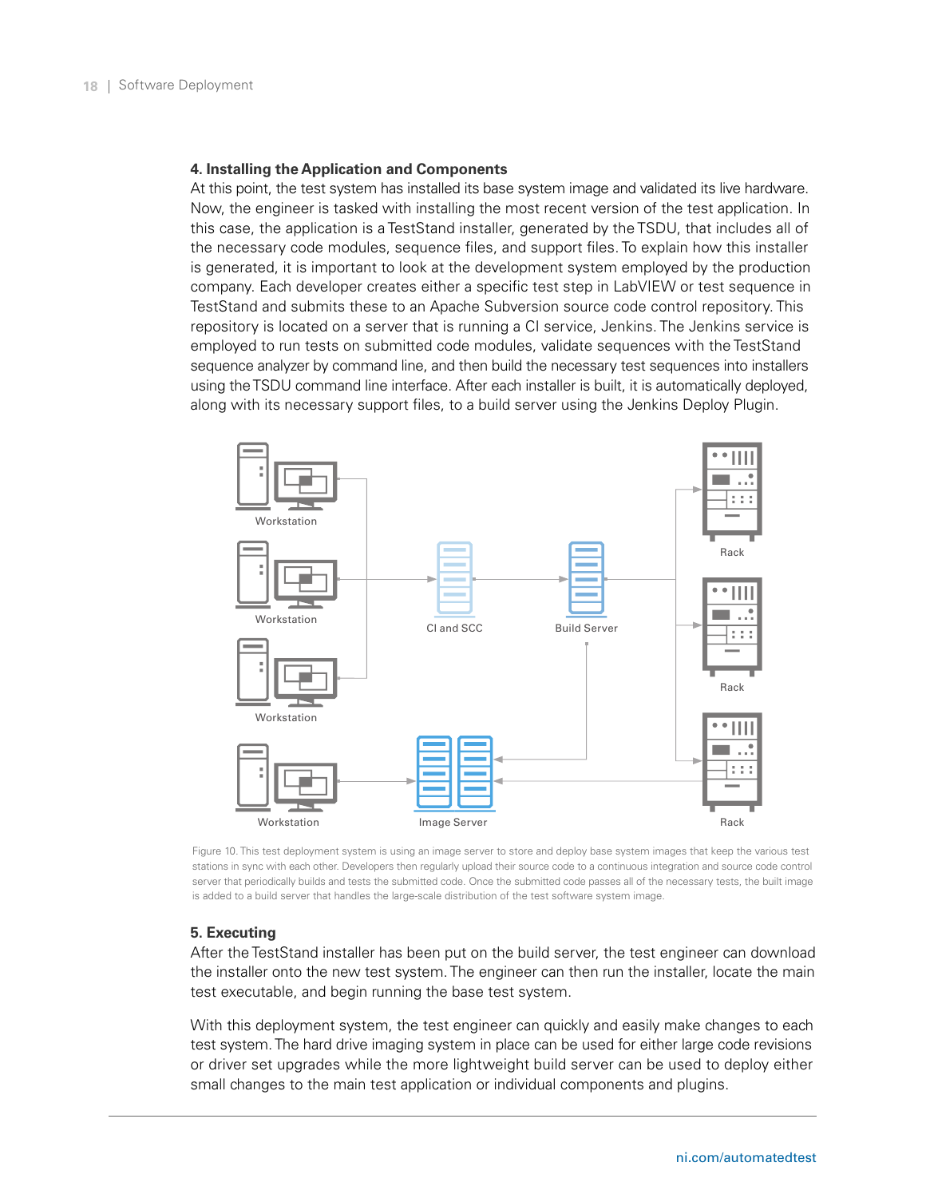### 4. Installing the Application and Components

At this point, the test system has installed its base system image and validated its live hardware. Now, the engineer is tasked with installing the most recent version of the test application. In this case, the application is a TestStand installer, generated by the TSDU, that includes all of the necessary code modules, sequence files, and support files. To explain how this installer is generated, it is important to look at the development system employed by the production company. Each developer creates either a specific test step in LabVIEW or test sequence in TestStand and submits these to an Apache Subversion source code control repository. This repository is located on a server that is running a CI service, Jenkins. The Jenkins service is employed to run tests on submitted code modules, validate sequences with the TestStand sequence analyzer by command line, and then build the necessary test sequences into installers using the TSDU command line interface. After each installer is built, it is automatically deployed, along with its necessary support files, to a build server using the Jenkins Deploy Plugin.

Figure 10. This test deployment system is using an image server to store and deploy base system images that keep the various test stations in sync with each other. Developers then regularly upload their source code to a continuous integration and source code control server that periodically builds and tests the submitted code. Once the submitted code passes all of the necessary tests, the built image is added to a build server that handles the large-scale distribution of the test software system image.

### 5. Executing

After the TestStand installer has been put on the build server, the test engineer can download the installer onto the new test system. The engineer can then run the installer, locate the main test executable, and begin running the base test system.

With this deployment system, the test engineer can quickly and easily make changes to each test system. The hard drive imaging system in place can be used for either large code revisions or driver set upgrades while the more lightweight build server can be used to deploy either small changes to the main test application or individual components and plugins.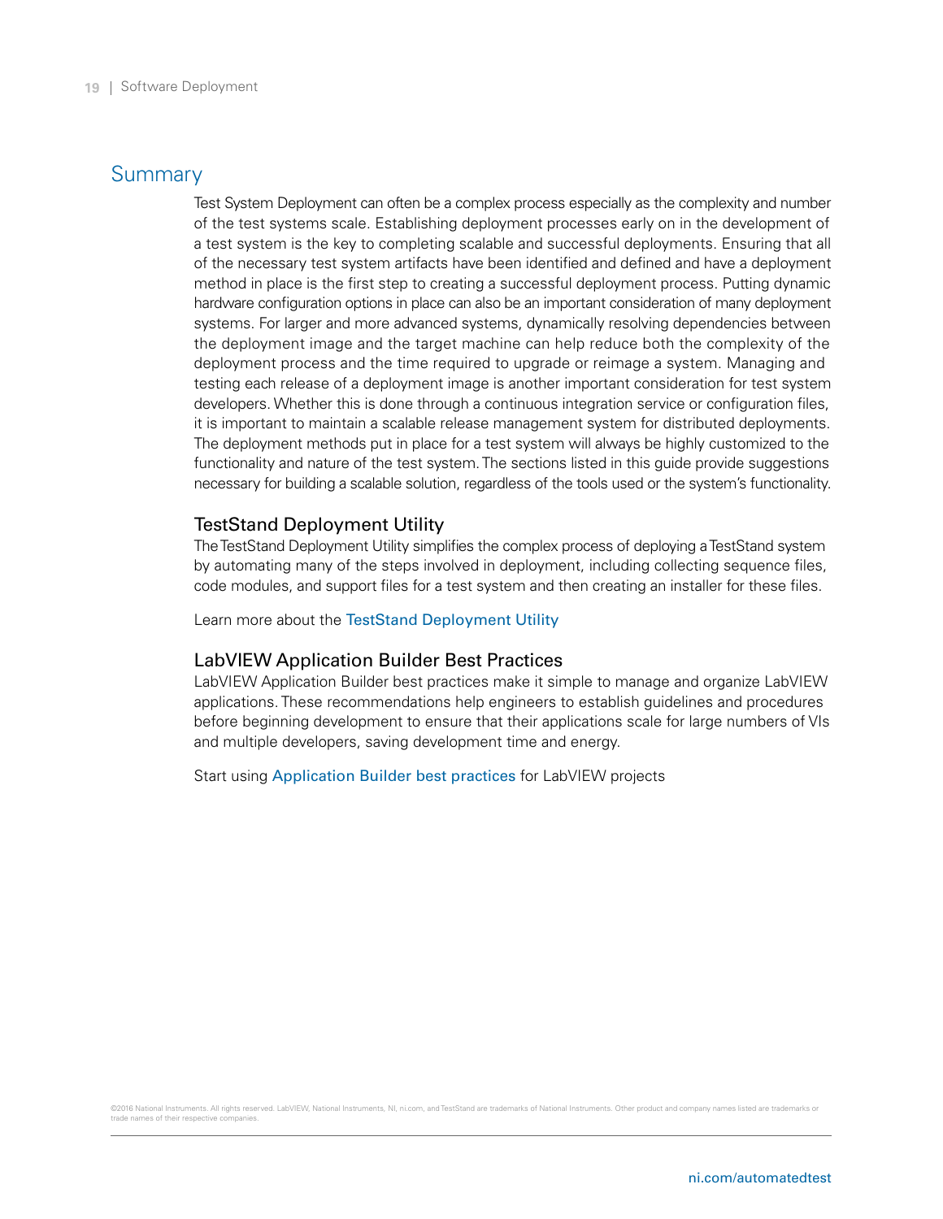## Summary

Test System Deployment can often be a complex process especially as the complexity and number of the test systems scale. Establishing deployment processes early on in the development of a test system is the key to completing scalable and successful deployments. Ensuring that all of the necessary test system artifacts have been identified and defined and have a deployment method in place is the first step to creating a successful deployment process. Putting dynamic hardware configuration options in place can also be an important consideration of many deployment systems. For larger and more advanced systems, dynamically resolving dependencies between the deployment image and the target machine can help reduce both the complexity of the deployment process and the time required to upgrade or reimage a system. Managing and testing each release of a deployment image is another important consideration for test system developers. Whether this is done through a continuous integration service or configuration files, it is important to maintain a scalable release management system for distributed deployments. The deployment methods put in place for a test system will always be highly customized to the functionality and nature of the test system. The sections listed in this guide provide suggestions necessary for building a scalable solution, regardless of the tools used or the system's functionality.

### TestStand Deployment Utility

The TestStand Deployment Utility simplifies the complex process of deploying a TestStand system by automating many of the steps involved in deployment, including collecting sequence files, code modules, and support files for a test system and then creating an installer for these files.

Learn more about the TestStand Deployment Utility

### LabVIEW Application Builder Best Practices

LabVIEW Application Builder best practices make it simple to manage and organize LabVIEW applications. These recommendations help engineers to establish guidelines and procedures before beginning development to ensure that their applications scale for large numbers of VIs and multiple developers, saving development time and energy.

Start using Application Builder best practices for LabVIEW projects

©2016 National Instruments. All rights reserved. LabVIEW, National Instruments, NI, ni.com, and TestStand are trademarks of National Instruments. Other product and company names listed are trademarks or trade names of their respective companies.

ni.com/automatedtest